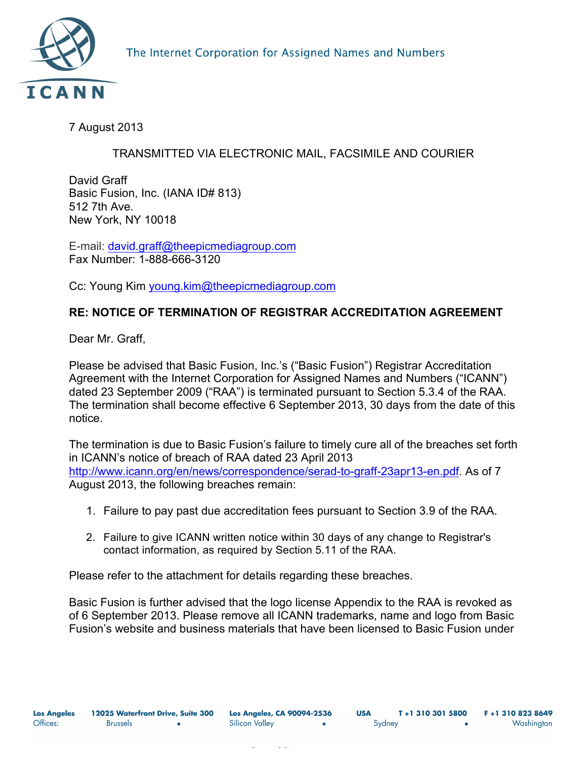The Internet Corporation for Assigned Names and Numbers

7 August 2013

TRANSMITTED VIA ELECTRONIC MAIL, FACSIMILE AND COURIER

David Graff
Basic Fusion, Inc. (IANA ID# 813)
512 7th Ave.
New York, NY 10018

E-mail: david.graff@theepicmediagroup.com
Fax Number: 1-888-666-3120

Cc: Young Kim young.kim@theepicmediagroup.com

**RE: NOTICE OF TERMINATION OF REGISTRAR ACCREDITATION AGREEMENT**

Dear Mr. Graff,

Please be advised that Basic Fusion, Inc.'s ("Basic Fusion") Registrar Accreditation Agreement with the Internet Corporation for Assigned Names and Numbers ("ICANN") dated 23 September 2009 ("RAA") is terminated pursuant to Section 5.3.4 of the RAA. The termination shall become effective 6 September 2013, 30 days from the date of this notice.

The termination is due to Basic Fusion's failure to timely cure all of the breaches set forth in ICANN's notice of breach of RAA dated 23 April 2013 http://www.icann.org/en/news/correspondence/serad-to-graff-23apr13-en.pdf. As of 7 August 2013, the following breaches remain:

1. Failure to pay past due accreditation fees pursuant to Section 3.9 of the RAA.

2. Failure to give ICANN written notice within 30 days of any change to Registrar's contact information, as required by Section 5.11 of the RAA.

Please refer to the attachment for details regarding these breaches.

Basic Fusion is further advised that the logo license Appendix to the RAA is revoked as of 6 September 2013. Please remove all ICANN trademarks, name and logo from Basic Fusion's website and business materials that have been licensed to Basic Fusion under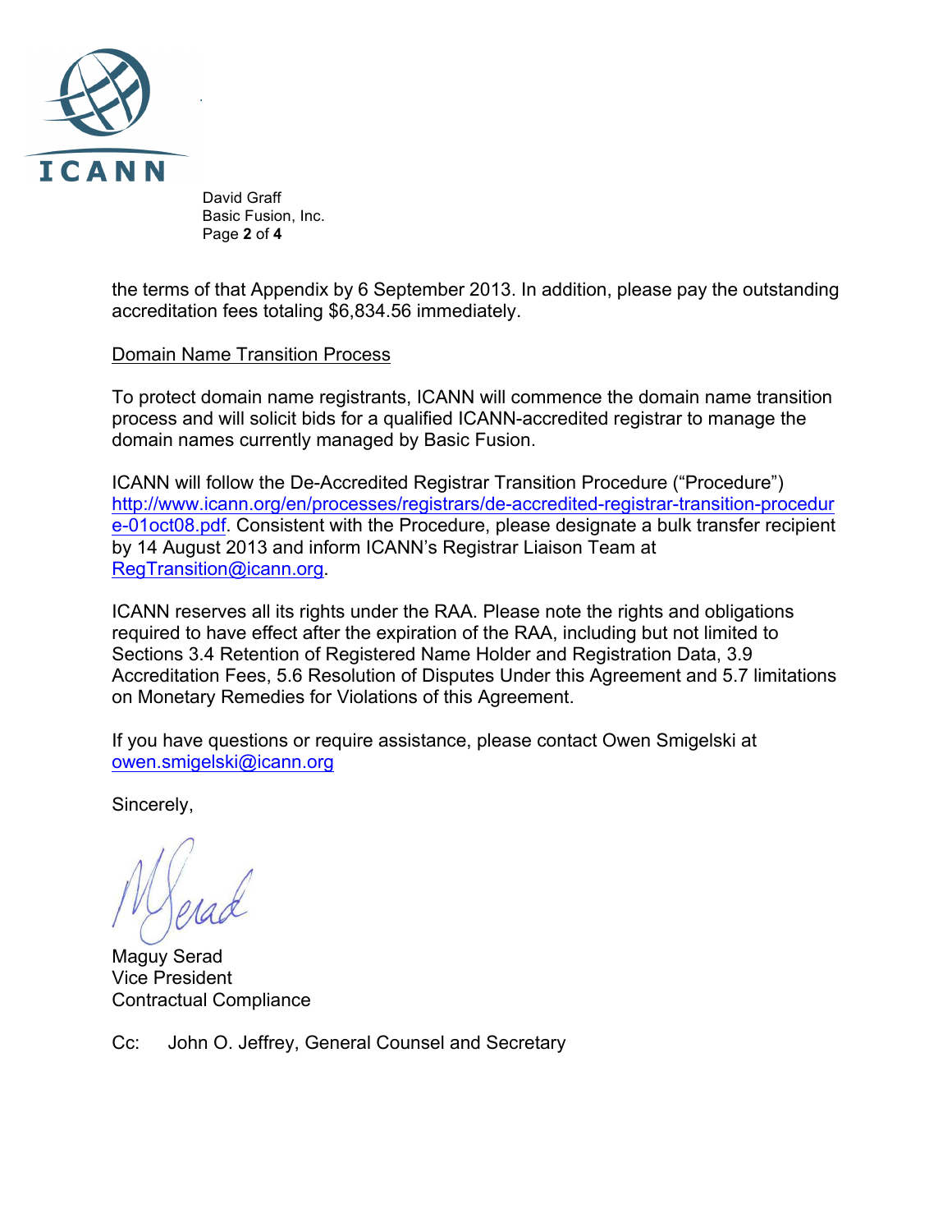the terms of that Appendix by 6 September 2013. In addition, please pay the outstanding accreditation fees totaling $6,834.56 immediately.

Domain Name Transition Process

To protect domain name registrants, ICANN will commence the domain name transition process and will solicit bids for a qualified ICANN-accredited registrar to manage the domain names currently managed by Basic Fusion.

ICANN will follow the De-Accredited Registrar Transition Procedure ("Procedure") http://www.icann.org/en/processes/registrars/de-accredited-registrar-transition-procedure-01oct08.pdf. Consistent with the Procedure, please designate a bulk transfer recipient by 14 August 2013 and inform ICANN's Registrar Liaison Team at RegTransition@icann.org.

ICANN reserves all its rights under the RAA. Please note the rights and obligations required to have effect after the expiration of the RAA, including but not limited to Sections 3.4 Retention of Registered Name Holder and Registration Data, 3.9 Accreditation Fees, 5.6 Resolution of Disputes Under this Agreement and 5.7 limitations on Monetary Remedies for Violations of this Agreement.

If you have questions or require assistance, please contact Owen Smigelski at owen.smigelski@icann.org

Sincerely,

Maguy Serad
Vice President
Contractual Compliance

Cc: John O. Jeffrey, General Counsel and Secretary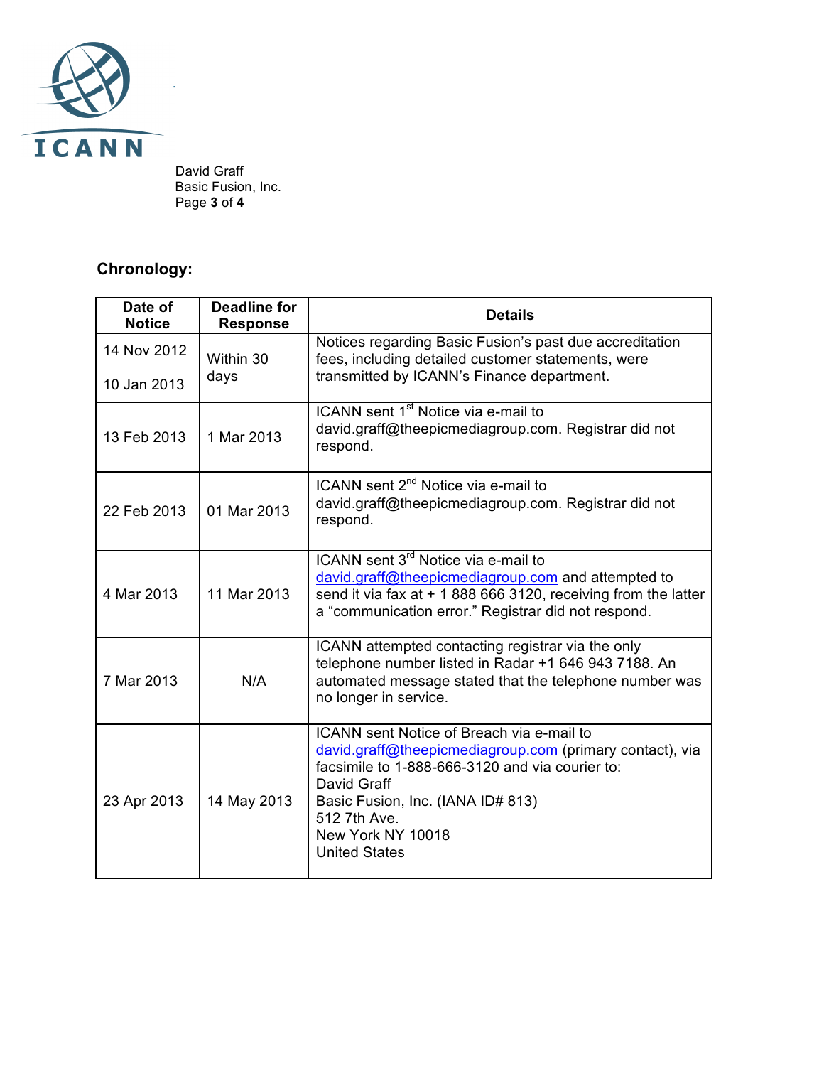## Chronology:

| Date of Notice | Deadline for Response | Details |
|---|---|---|
| 14 Nov 2012<br><br>10 Jan 2013 | Within 30 days | Notices regarding Basic Fusion's past due accreditation fees, including detailed customer statements, were transmitted by ICANN's Finance department. |
| 13 Feb 2013 | 1 Mar 2013 | ICANN sent 1st Notice via e-mail to david.graff@theepicmediagroup.com. Registrar did not respond. |
| 22 Feb 2013 | 01 Mar 2013 | ICANN sent 2nd Notice via e-mail to david.graff@theepicmediagroup.com. Registrar did not respond. |
| 4 Mar 2013 | 11 Mar 2013 | ICANN sent 3rd Notice via e-mail to david.graff@theepicmediagroup.com and attempted to send it via fax at + 1 888 666 3120, receiving from the latter a "communication error." Registrar did not respond. |
| 7 Mar 2013 | N/A | ICANN attempted contacting registrar via the only telephone number listed in Radar +1 646 943 7188. An automated message stated that the telephone number was no longer in service. |
| 23 Apr 2013 | 14 May 2013 | ICANN sent Notice of Breach via e-mail to david.graff@theepicmediagroup.com (primary contact), via facsimile to 1-888-666-3120 and via courier to:<br>David Graff<br>Basic Fusion, Inc. (IANA ID# 813)<br>512 7th Ave.<br>New York NY 10018<br>United States |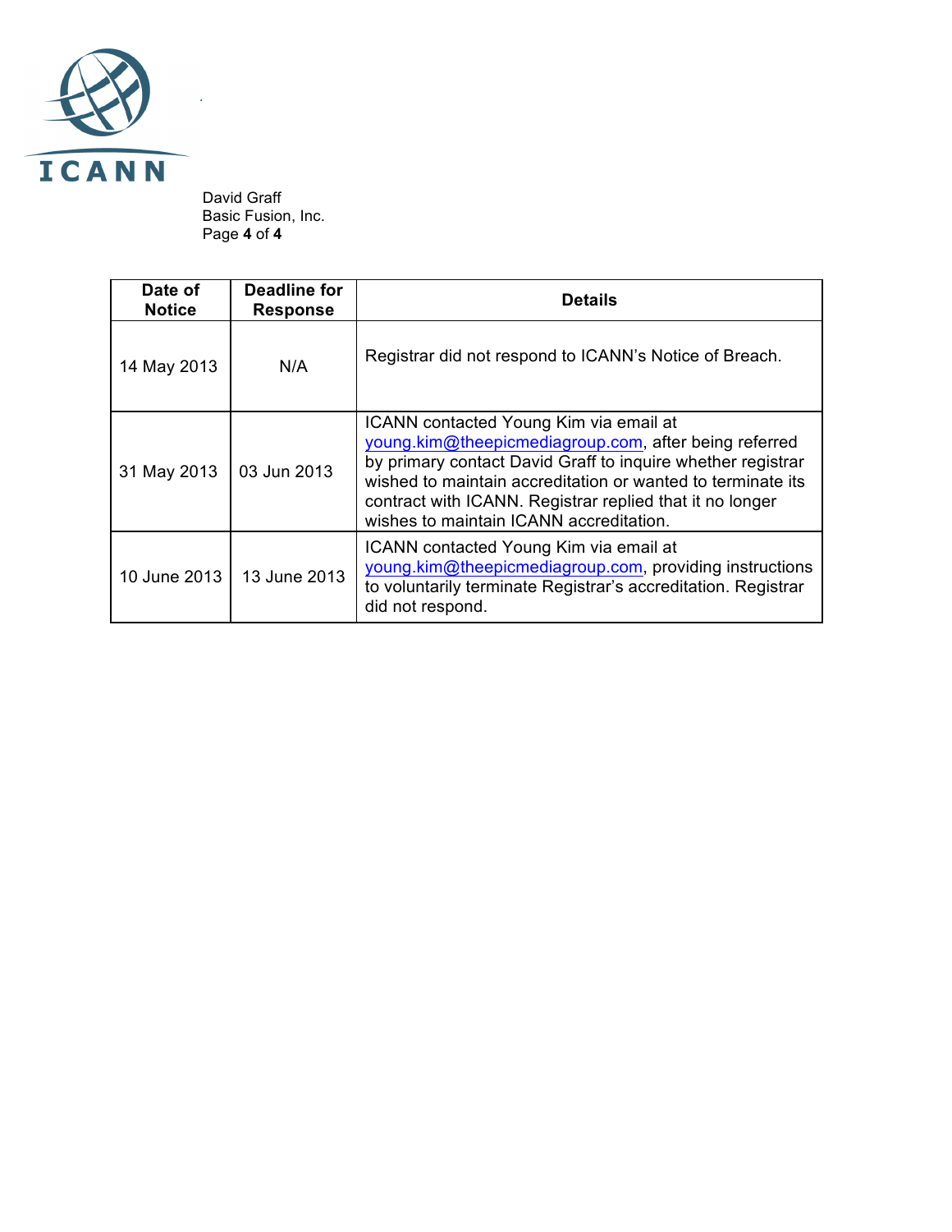| Date of Notice | Deadline for Response | Details |
|---|---|---|
| 14 May 2013 | N/A | Registrar did not respond to ICANN's Notice of Breach. |
| 31 May 2013 | 03 Jun 2013 | ICANN contacted Young Kim via email at young.kim@theepicmediagroup.com, after being referred by primary contact David Graff to inquire whether registrar wished to maintain accreditation or wanted to terminate its contract with ICANN. Registrar replied that it no longer wishes to maintain ICANN accreditation. |
| 10 June 2013 | 13 June 2013 | ICANN contacted Young Kim via email at young.kim@theepicmediagroup.com, providing instructions to voluntarily terminate Registrar's accreditation. Registrar did not respond. |